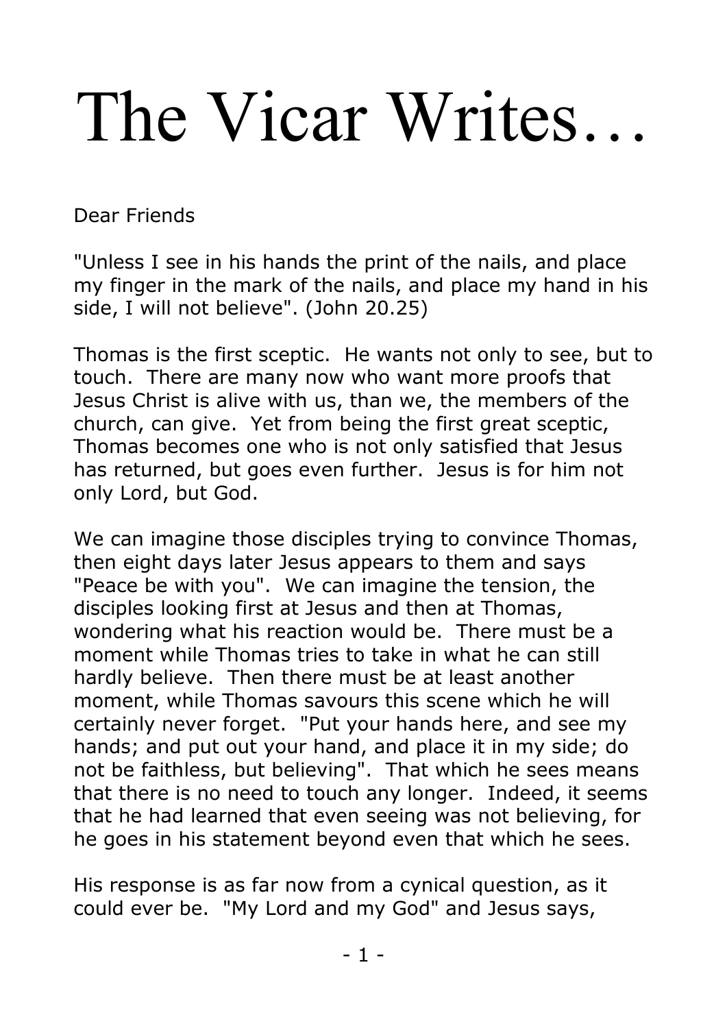# The Vicar Writes…

Dear Friends

"Unless I see in his hands the print of the nails, and place my finger in the mark of the nails, and place my hand in his side, I will not believe". (John 20.25)

Thomas is the first sceptic. He wants not only to see, but to touch. There are many now who want more proofs that Jesus Christ is alive with us, than we, the members of the church, can give. Yet from being the first great sceptic, Thomas becomes one who is not only satisfied that Jesus has returned, but goes even further. Jesus is for him not only Lord, but God.

We can imagine those disciples trying to convince Thomas, then eight days later Jesus appears to them and says "Peace be with you". We can imagine the tension, the disciples looking first at Jesus and then at Thomas, wondering what his reaction would be. There must be a moment while Thomas tries to take in what he can still hardly believe. Then there must be at least another moment, while Thomas savours this scene which he will certainly never forget. "Put your hands here, and see my hands; and put out your hand, and place it in my side; do not be faithless, but believing". That which he sees means that there is no need to touch any longer. Indeed, it seems that he had learned that even seeing was not believing, for he goes in his statement beyond even that which he sees.

His response is as far now from a cynical question, as it could ever be. "My Lord and my God" and Jesus says,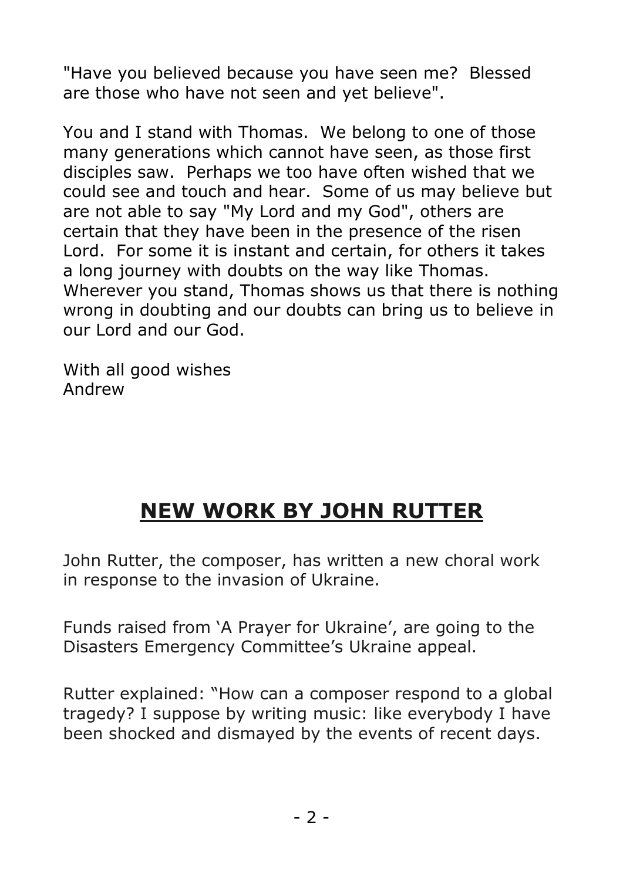"Have you believed because you have seen me? Blessed are those who have not seen and yet believe".

You and I stand with Thomas. We belong to one of those many generations which cannot have seen, as those first disciples saw. Perhaps we too have often wished that we could see and touch and hear. Some of us may believe but are not able to say "My Lord and my God", others are certain that they have been in the presence of the risen Lord. For some it is instant and certain, for others it takes a long journey with doubts on the way like Thomas. Wherever you stand, Thomas shows us that there is nothing wrong in doubting and our doubts can bring us to believe in our Lord and our God.

With all good wishes
Andrew

## NEW WORK BY JOHN RUTTER

John Rutter, the composer, has written a new choral work in response to the invasion of Ukraine.

Funds raised from 'A Prayer for Ukraine', are going to the Disasters Emergency Committee's Ukraine appeal.

Rutter explained: "How can a composer respond to a global tragedy? I suppose by writing music: like everybody I have been shocked and dismayed by the events of recent days.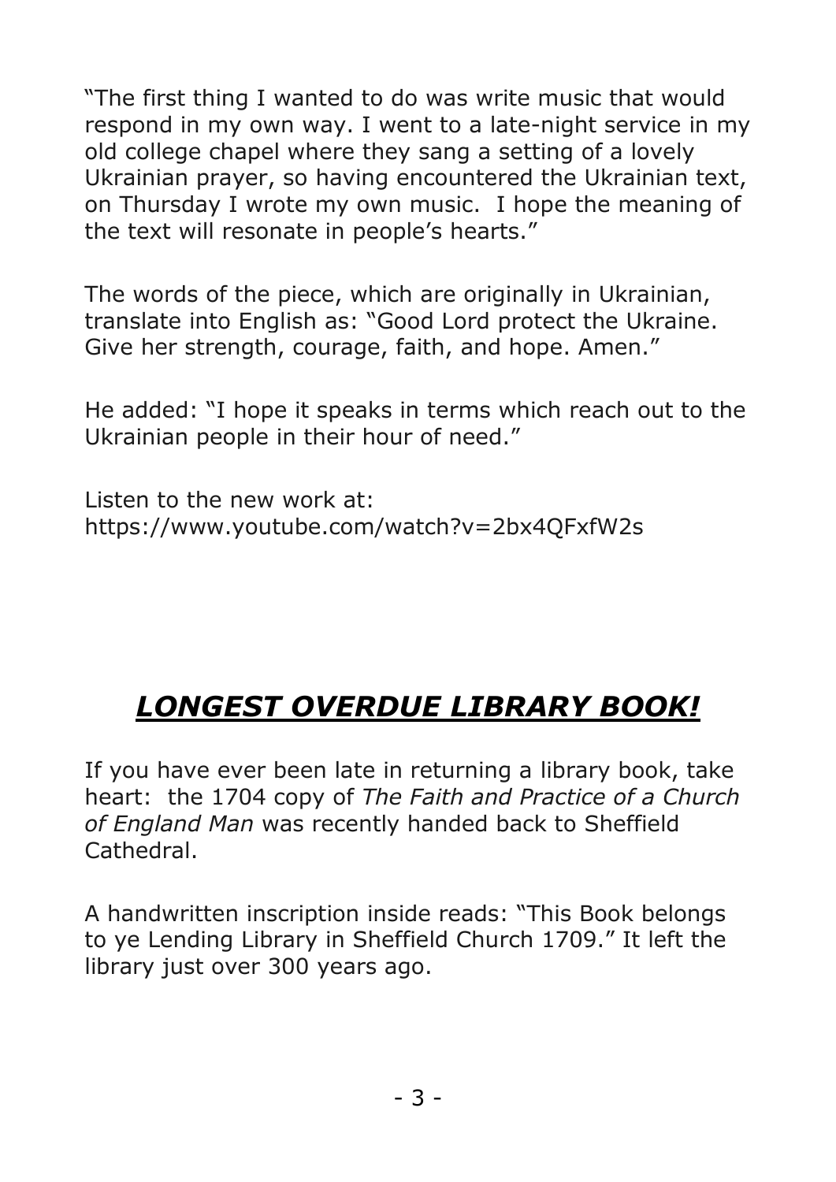"The first thing I wanted to do was write music that would respond in my own way. I went to a late-night service in my old college chapel where they sang a setting of a lovely Ukrainian prayer, so having encountered the Ukrainian text, on Thursday I wrote my own music. I hope the meaning of the text will resonate in people's hearts."

The words of the piece, which are originally in Ukrainian, translate into English as: "Good Lord protect the Ukraine. Give her strength, courage, faith, and hope. Amen."

He added: "I hope it speaks in terms which reach out to the Ukrainian people in their hour of need."

Listen to the new work at:
https://www.youtube.com/watch?v=2bx4QFxfW2s

## ***LONGEST OVERDUE LIBRARY BOOK!***

If you have ever been late in returning a library book, take heart: the 1704 copy of *The Faith and Practice of a Church of England Man* was recently handed back to Sheffield Cathedral.

A handwritten inscription inside reads: "This Book belongs to ye Lending Library in Sheffield Church 1709." It left the library just over 300 years ago.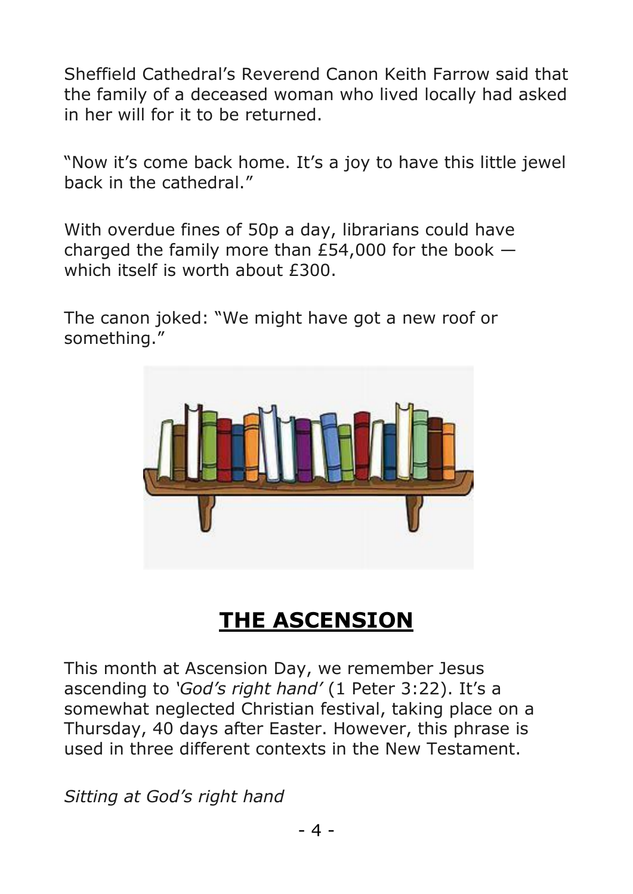Sheffield Cathedral's Reverend Canon Keith Farrow said that the family of a deceased woman who lived locally had asked in her will for it to be returned.

"Now it's come back home. It's a joy to have this little jewel back in the cathedral."

With overdue fines of 50p a day, librarians could have charged the family more than £54,000 for the book — which itself is worth about £300.

The canon joked: "We might have got a new roof or something."

## **THE ASCENSION**

This month at Ascension Day, we remember Jesus ascending to *'God's right hand'* (1 Peter 3:22). It's a somewhat neglected Christian festival, taking place on a Thursday, 40 days after Easter. However, this phrase is used in three different contexts in the New Testament.

*Sitting at God's right hand*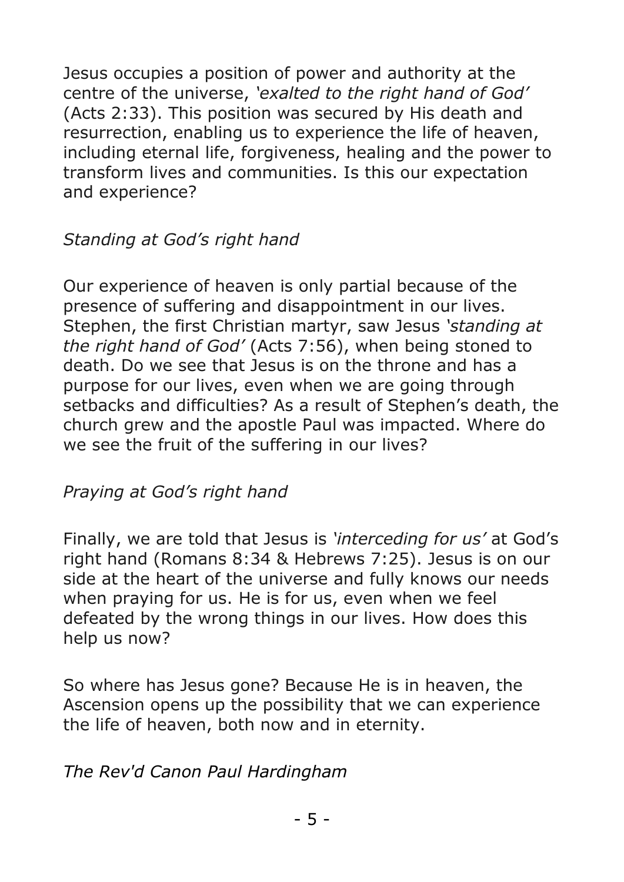Jesus occupies a position of power and authority at the centre of the universe, *'exalted to the right hand of God'* (Acts 2:33). This position was secured by His death and resurrection, enabling us to experience the life of heaven, including eternal life, forgiveness, healing and the power to transform lives and communities. Is this our expectation and experience?

*Standing at God's right hand*

Our experience of heaven is only partial because of the presence of suffering and disappointment in our lives. Stephen, the first Christian martyr, saw Jesus *'standing at the right hand of God'* (Acts 7:56), when being stoned to death. Do we see that Jesus is on the throne and has a purpose for our lives, even when we are going through setbacks and difficulties? As a result of Stephen's death, the church grew and the apostle Paul was impacted. Where do we see the fruit of the suffering in our lives?

*Praying at God's right hand*

Finally, we are told that Jesus is *'interceding for us'* at God's right hand (Romans 8:34 & Hebrews 7:25). Jesus is on our side at the heart of the universe and fully knows our needs when praying for us. He is for us, even when we feel defeated by the wrong things in our lives. How does this help us now?

So where has Jesus gone? Because He is in heaven, the Ascension opens up the possibility that we can experience the life of heaven, both now and in eternity.

*The Rev'd Canon Paul Hardingham*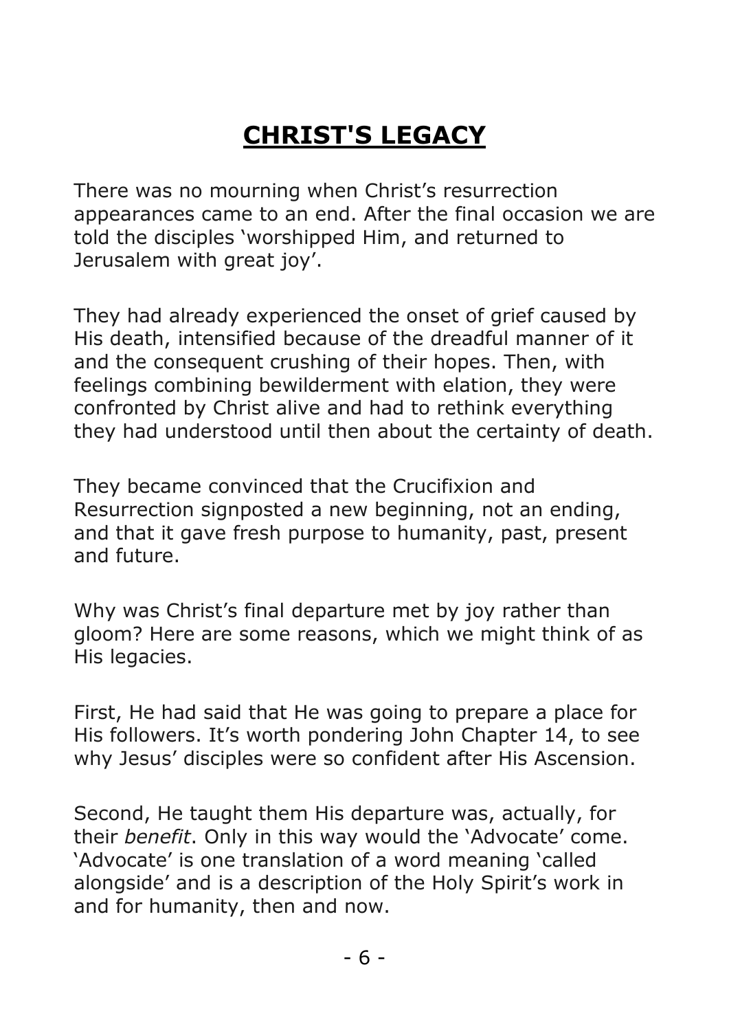# CHRIST'S LEGACY

There was no mourning when Christ's resurrection appearances came to an end. After the final occasion we are told the disciples 'worshipped Him, and returned to Jerusalem with great joy'.

They had already experienced the onset of grief caused by His death, intensified because of the dreadful manner of it and the consequent crushing of their hopes. Then, with feelings combining bewilderment with elation, they were confronted by Christ alive and had to rethink everything they had understood until then about the certainty of death.

They became convinced that the Crucifixion and Resurrection signposted a new beginning, not an ending, and that it gave fresh purpose to humanity, past, present and future.

Why was Christ's final departure met by joy rather than gloom? Here are some reasons, which we might think of as His legacies.

First, He had said that He was going to prepare a place for His followers. It's worth pondering John Chapter 14, to see why Jesus' disciples were so confident after His Ascension.

Second, He taught them His departure was, actually, for their *benefit*. Only in this way would the 'Advocate' come. 'Advocate' is one translation of a word meaning 'called alongside' and is a description of the Holy Spirit's work in and for humanity, then and now.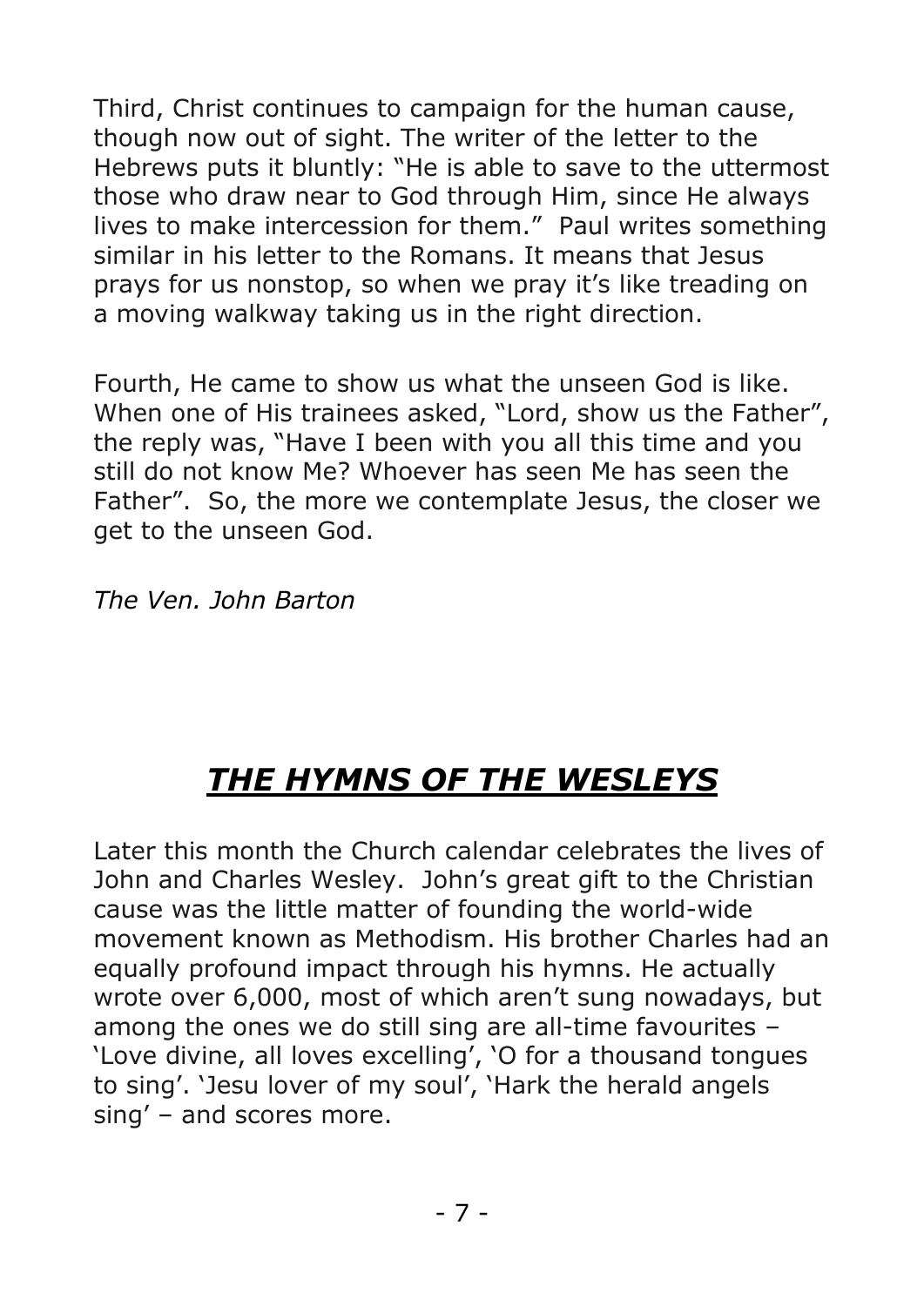Third, Christ continues to campaign for the human cause, though now out of sight. The writer of the letter to the Hebrews puts it bluntly: "He is able to save to the uttermost those who draw near to God through Him, since He always lives to make intercession for them." Paul writes something similar in his letter to the Romans. It means that Jesus prays for us nonstop, so when we pray it's like treading on a moving walkway taking us in the right direction.

Fourth, He came to show us what the unseen God is like. When one of His trainees asked, "Lord, show us the Father", the reply was, "Have I been with you all this time and you still do not know Me? Whoever has seen Me has seen the Father". So, the more we contemplate Jesus, the closer we get to the unseen God.

*The Ven. John Barton*

# ***THE HYMNS OF THE WESLEYS***

Later this month the Church calendar celebrates the lives of John and Charles Wesley. John's great gift to the Christian cause was the little matter of founding the world-wide movement known as Methodism. His brother Charles had an equally profound impact through his hymns. He actually wrote over 6,000, most of which aren't sung nowadays, but among the ones we do still sing are all-time favourites – 'Love divine, all loves excelling', 'O for a thousand tongues to sing'. 'Jesu lover of my soul', 'Hark the herald angels sing' – and scores more.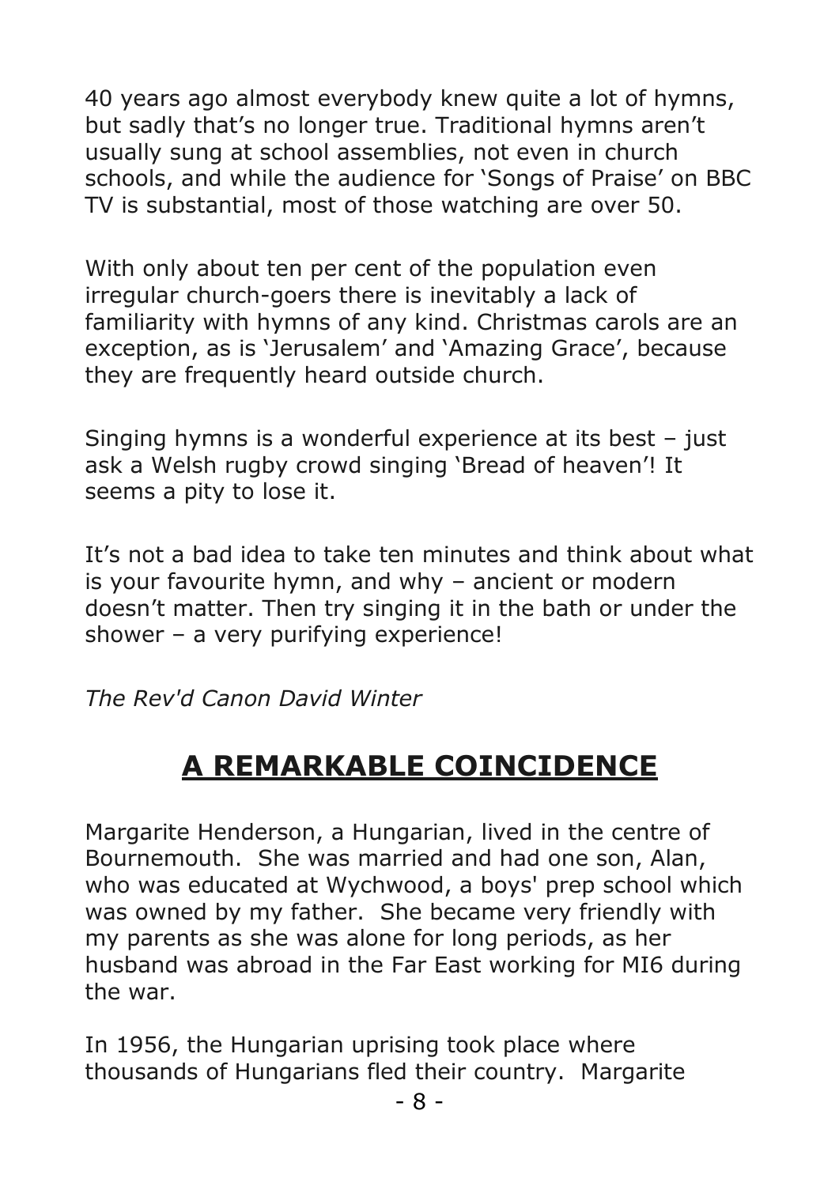40 years ago almost everybody knew quite a lot of hymns, but sadly that's no longer true. Traditional hymns aren't usually sung at school assemblies, not even in church schools, and while the audience for 'Songs of Praise' on BBC TV is substantial, most of those watching are over 50.

With only about ten per cent of the population even irregular church-goers there is inevitably a lack of familiarity with hymns of any kind. Christmas carols are an exception, as is 'Jerusalem' and 'Amazing Grace', because they are frequently heard outside church.

Singing hymns is a wonderful experience at its best – just ask a Welsh rugby crowd singing 'Bread of heaven'! It seems a pity to lose it.

It's not a bad idea to take ten minutes and think about what is your favourite hymn, and why – ancient or modern doesn't matter. Then try singing it in the bath or under the shower – a very purifying experience!

*The Rev'd Canon David Winter*

## A REMARKABLE COINCIDENCE

Margarite Henderson, a Hungarian, lived in the centre of Bournemouth. She was married and had one son, Alan, who was educated at Wychwood, a boys' prep school which was owned by my father. She became very friendly with my parents as she was alone for long periods, as her husband was abroad in the Far East working for MI6 during the war.

In 1956, the Hungarian uprising took place where thousands of Hungarians fled their country. Margarite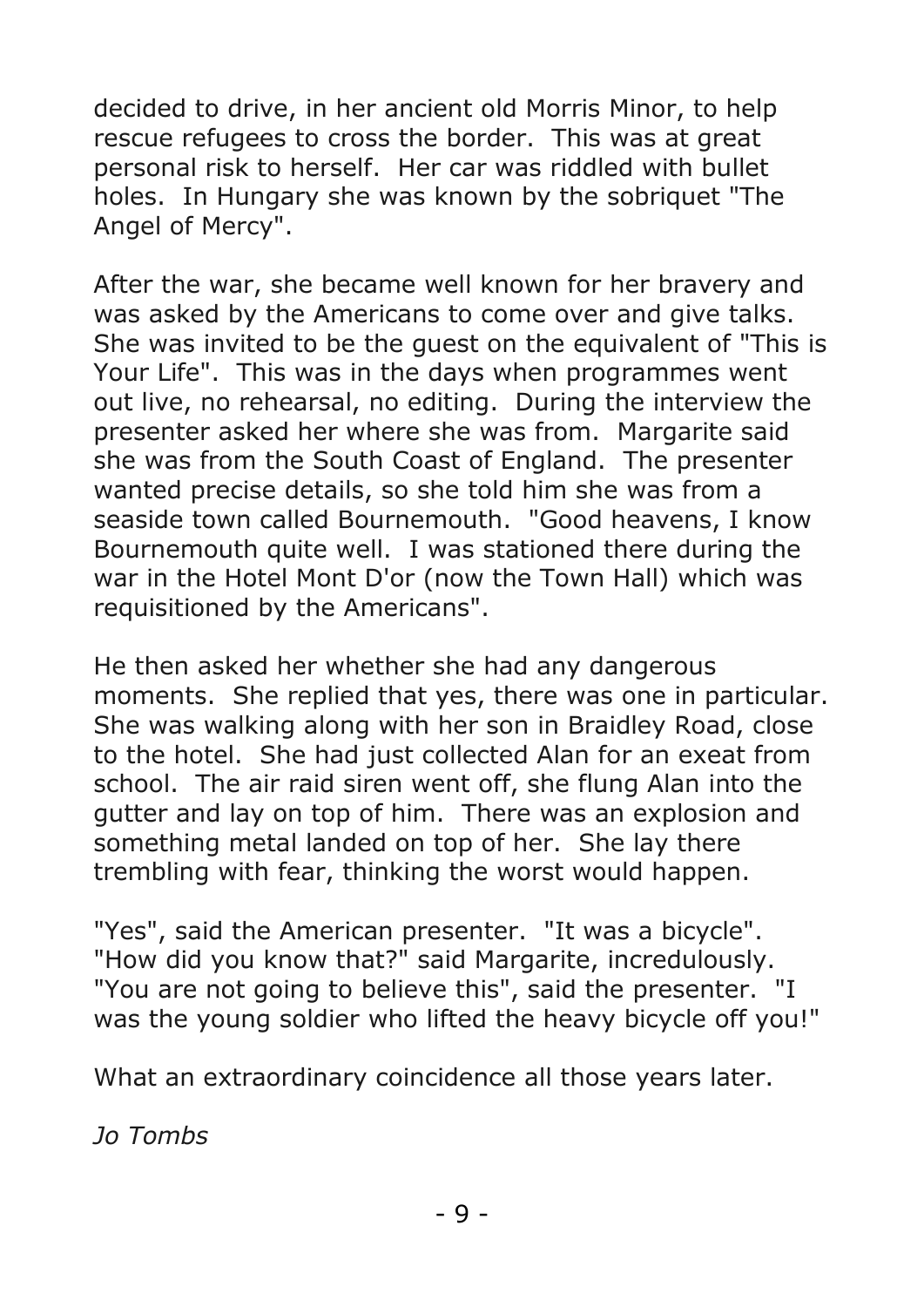decided to drive, in her ancient old Morris Minor, to help rescue refugees to cross the border. This was at great personal risk to herself. Her car was riddled with bullet holes. In Hungary she was known by the sobriquet "The Angel of Mercy".

After the war, she became well known for her bravery and was asked by the Americans to come over and give talks. She was invited to be the guest on the equivalent of "This is Your Life". This was in the days when programmes went out live, no rehearsal, no editing. During the interview the presenter asked her where she was from. Margarite said she was from the South Coast of England. The presenter wanted precise details, so she told him she was from a seaside town called Bournemouth. "Good heavens, I know Bournemouth quite well. I was stationed there during the war in the Hotel Mont D'or (now the Town Hall) which was requisitioned by the Americans".

He then asked her whether she had any dangerous moments. She replied that yes, there was one in particular. She was walking along with her son in Braidley Road, close to the hotel. She had just collected Alan for an exeat from school. The air raid siren went off, she flung Alan into the gutter and lay on top of him. There was an explosion and something metal landed on top of her. She lay there trembling with fear, thinking the worst would happen.

"Yes", said the American presenter. "It was a bicycle". "How did you know that?" said Margarite, incredulously. "You are not going to believe this", said the presenter. "I was the young soldier who lifted the heavy bicycle off you!"

What an extraordinary coincidence all those years later.

*Jo Tombs*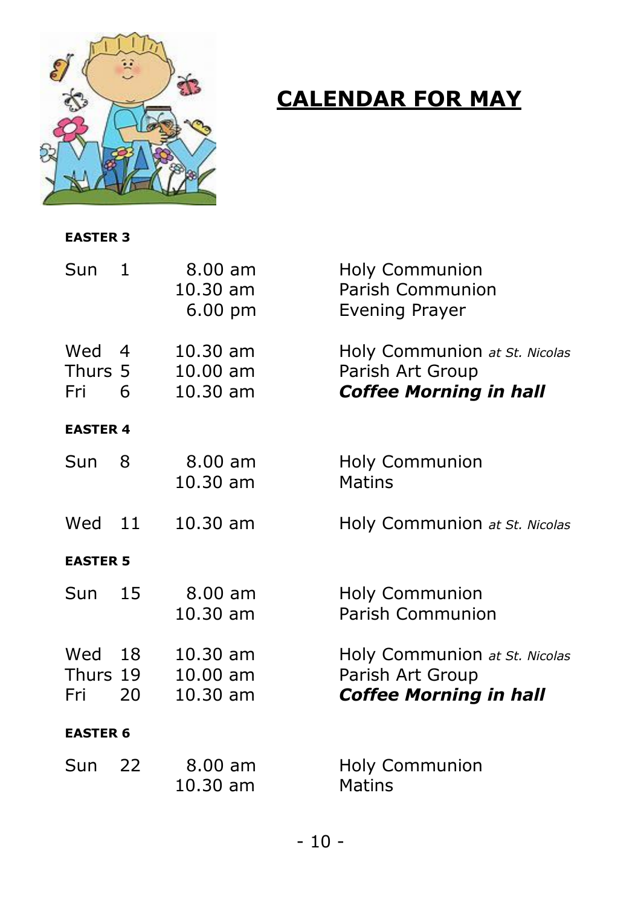# CALENDAR FOR MAY

**EASTER 3**

| | | |
|---|---|---|
| Sun 1 | 8.00 am | Holy Communion |
| | 10.30 am | Parish Communion |
| | 6.00 pm | Evening Prayer |
| Wed 4 | 10.30 am | Holy Communion *at St. Nicolas* |
| Thurs 5 | 10.00 am | Parish Art Group |
| Fri 6 | 10.30 am | ***Coffee Morning in hall*** |

**EASTER 4**

| | | |
|---|---|---|
| Sun 8 | 8.00 am | Holy Communion |
| | 10.30 am | Matins |
| Wed 11 | 10.30 am | Holy Communion *at St. Nicolas* |

**EASTER 5**

| | | |
|---|---|---|
| Sun 15 | 8.00 am | Holy Communion |
| | 10.30 am | Parish Communion |
| Wed 18 | 10.30 am | Holy Communion *at St. Nicolas* |
| Thurs 19 | 10.00 am | Parish Art Group |
| Fri 20 | 10.30 am | ***Coffee Morning in hall*** |

**EASTER 6**

| | | |
|---|---|---|
| Sun 22 | 8.00 am | Holy Communion |
| | 10.30 am | Matins |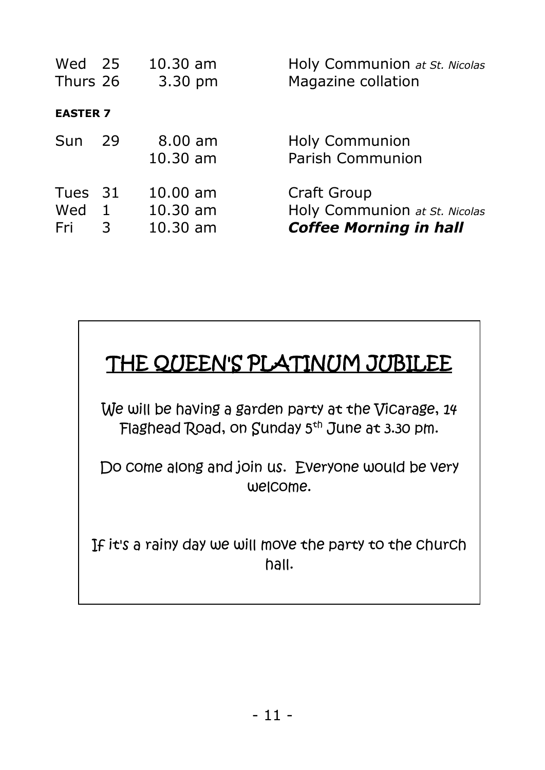| | | | |
|---|---|---|---|
| Wed | 25 | 10.30 am | Holy Communion *at St. Nicolas* |
| Thurs | 26 | 3.30 pm | Magazine collation |

**EASTER 7**

| | | | |
|---|---|---|---|
| Sun | 29 | 8.00 am | Holy Communion |
| | | 10.30 am | Parish Communion |
| Tues | 31 | 10.00 am | Craft Group |
| Wed | 1 | 10.30 am | Holy Communion *at St. Nicolas* |
| Fri | 3 | 10.30 am | ***Coffee Morning in hall*** |

## THE QUEEN'S PLATINUM JUBILEE

We will be having a garden party at the Vicarage, 14 Flaghead Road, on Sunday 5th June at 3.30 pm.

Do come along and join us. Everyone would be very welcome.

If it's a rainy day we will move the party to the church hall.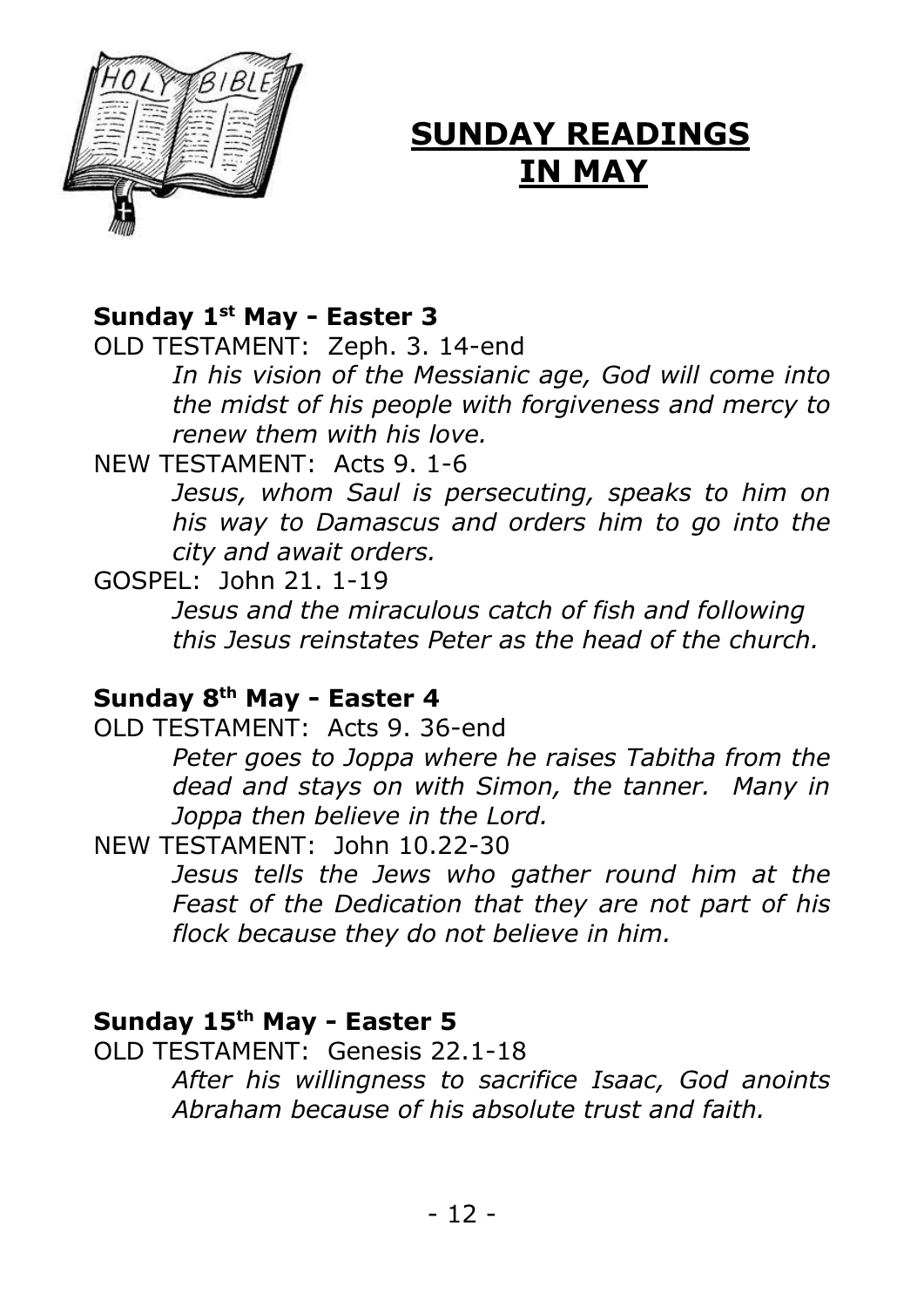# SUNDAY READINGS IN MAY

**Sunday 1st May - Easter 3**

OLD TESTAMENT: Zeph. 3. 14-end

*In his vision of the Messianic age, God will come into the midst of his people with forgiveness and mercy to renew them with his love.*

NEW TESTAMENT: Acts 9. 1-6

*Jesus, whom Saul is persecuting, speaks to him on his way to Damascus and orders him to go into the city and await orders.*

GOSPEL: John 21. 1-19

*Jesus and the miraculous catch of fish and following this Jesus reinstates Peter as the head of the church.*

**Sunday 8th May - Easter 4**

OLD TESTAMENT: Acts 9. 36-end

*Peter goes to Joppa where he raises Tabitha from the dead and stays on with Simon, the tanner. Many in Joppa then believe in the Lord.*

NEW TESTAMENT: John 10.22-30

*Jesus tells the Jews who gather round him at the Feast of the Dedication that they are not part of his flock because they do not believe in him.*

**Sunday 15th May - Easter 5**

OLD TESTAMENT: Genesis 22.1-18

*After his willingness to sacrifice Isaac, God anoints Abraham because of his absolute trust and faith.*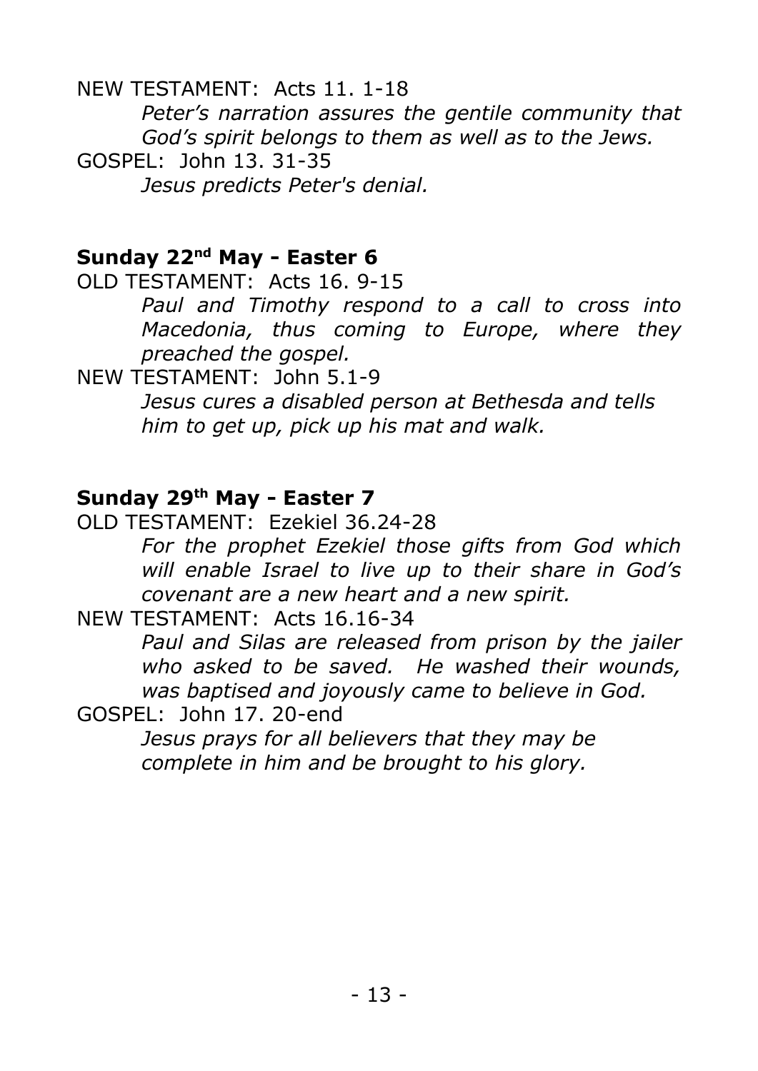NEW TESTAMENT: Acts 11. 1-18

*Peter's narration assures the gentile community that God's spirit belongs to them as well as to the Jews.*

GOSPEL: John 13. 31-35

*Jesus predicts Peter's denial.*

**Sunday 22nd May - Easter 6**

OLD TESTAMENT: Acts 16. 9-15

*Paul and Timothy respond to a call to cross into Macedonia, thus coming to Europe, where they preached the gospel.*

NEW TESTAMENT: John 5.1-9

*Jesus cures a disabled person at Bethesda and tells him to get up, pick up his mat and walk.*

**Sunday 29th May - Easter 7**

OLD TESTAMENT: Ezekiel 36.24-28

*For the prophet Ezekiel those gifts from God which will enable Israel to live up to their share in God's covenant are a new heart and a new spirit.*

NEW TESTAMENT: Acts 16.16-34

*Paul and Silas are released from prison by the jailer who asked to be saved. He washed their wounds, was baptised and joyously came to believe in God.*

GOSPEL: John 17. 20-end

*Jesus prays for all believers that they may be complete in him and be brought to his glory.*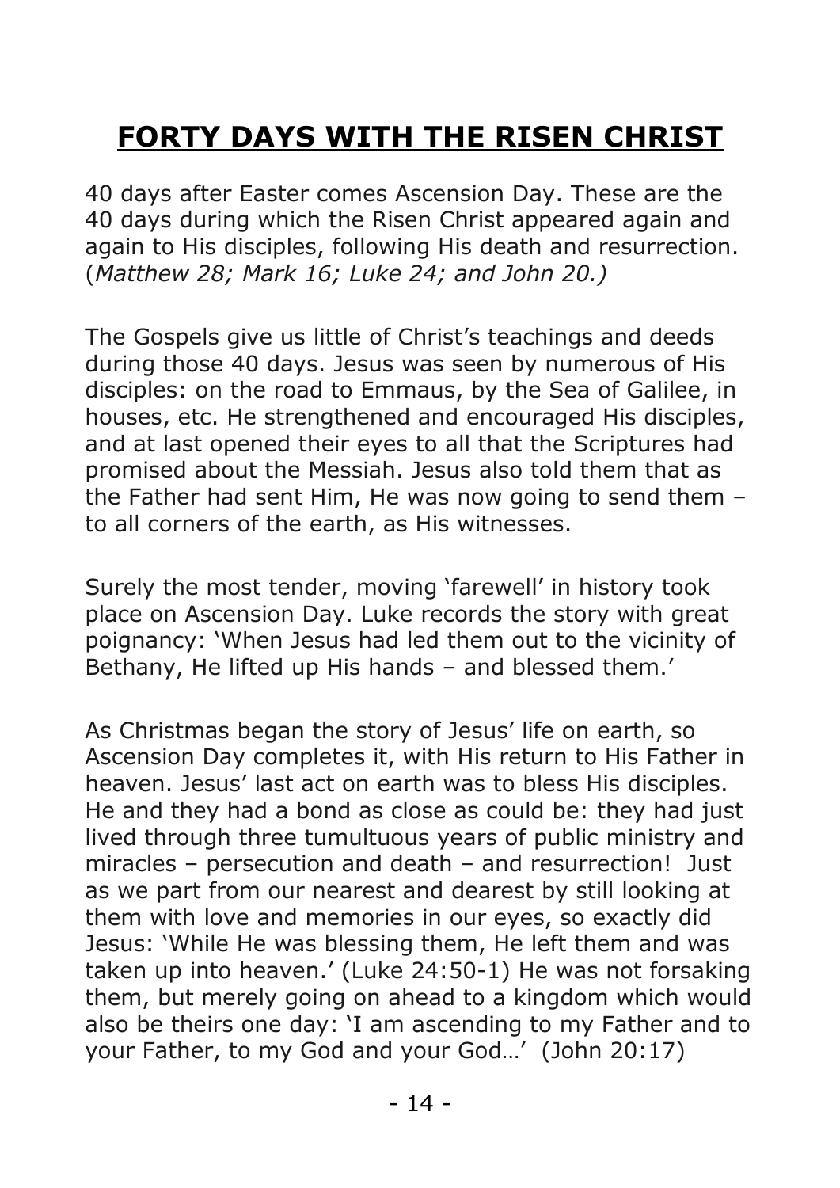# **FORTY DAYS WITH THE RISEN CHRIST**

40 days after Easter comes Ascension Day. These are the 40 days during which the Risen Christ appeared again and again to His disciples, following His death and resurrection. (*Matthew 28; Mark 16; Luke 24; and John 20.)*

The Gospels give us little of Christ's teachings and deeds during those 40 days. Jesus was seen by numerous of His disciples: on the road to Emmaus, by the Sea of Galilee, in houses, etc. He strengthened and encouraged His disciples, and at last opened their eyes to all that the Scriptures had promised about the Messiah. Jesus also told them that as the Father had sent Him, He was now going to send them – to all corners of the earth, as His witnesses.

Surely the most tender, moving 'farewell' in history took place on Ascension Day. Luke records the story with great poignancy: 'When Jesus had led them out to the vicinity of Bethany, He lifted up His hands – and blessed them.'

As Christmas began the story of Jesus' life on earth, so Ascension Day completes it, with His return to His Father in heaven. Jesus' last act on earth was to bless His disciples. He and they had a bond as close as could be: they had just lived through three tumultuous years of public ministry and miracles – persecution and death – and resurrection! Just as we part from our nearest and dearest by still looking at them with love and memories in our eyes, so exactly did Jesus: 'While He was blessing them, He left them and was taken up into heaven.' (Luke 24:50-1) He was not forsaking them, but merely going on ahead to a kingdom which would also be theirs one day: 'I am ascending to my Father and to your Father, to my God and your God…' (John 20:17)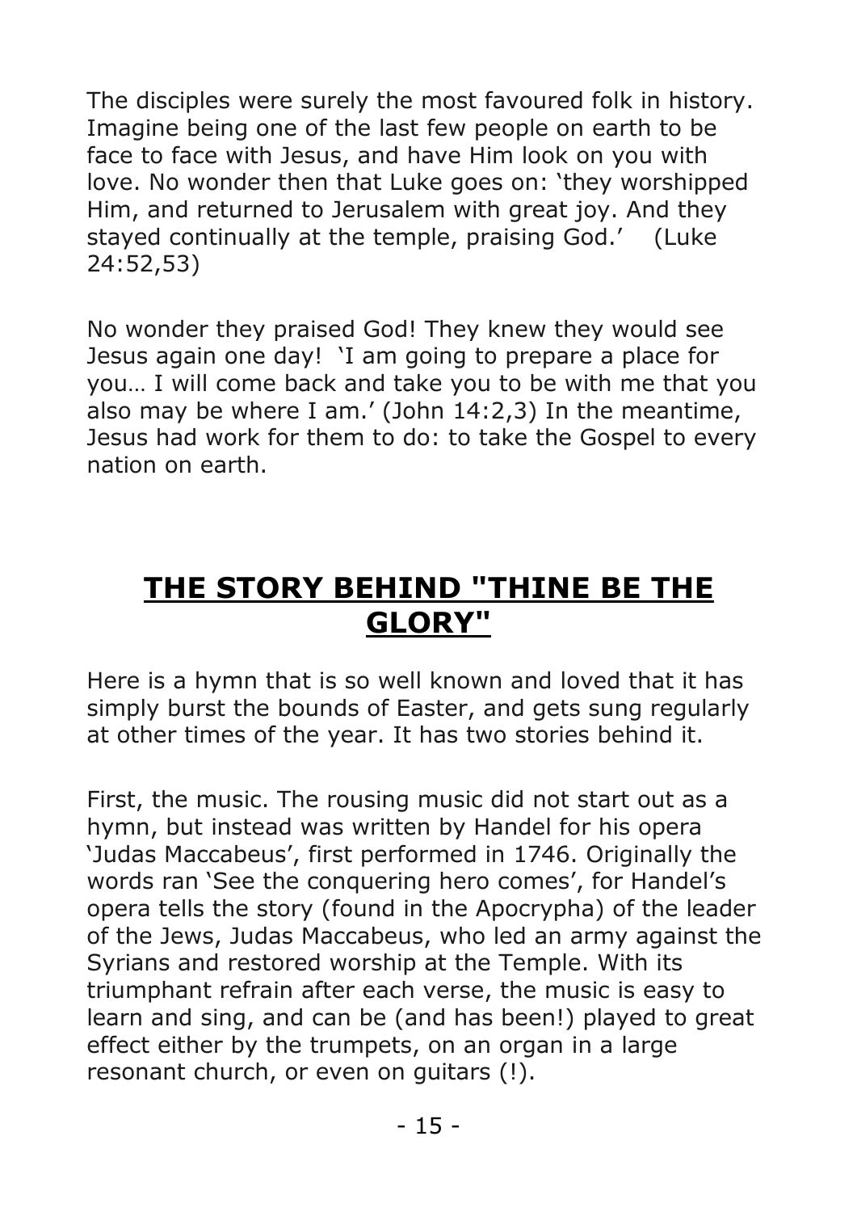The disciples were surely the most favoured folk in history. Imagine being one of the last few people on earth to be face to face with Jesus, and have Him look on you with love. No wonder then that Luke goes on: 'they worshipped Him, and returned to Jerusalem with great joy. And they stayed continually at the temple, praising God.' (Luke 24:52,53)

No wonder they praised God! They knew they would see Jesus again one day! 'I am going to prepare a place for you… I will come back and take you to be with me that you also may be where I am.' (John 14:2,3) In the meantime, Jesus had work for them to do: to take the Gospel to every nation on earth.

## THE STORY BEHIND "THINE BE THE GLORY"

Here is a hymn that is so well known and loved that it has simply burst the bounds of Easter, and gets sung regularly at other times of the year. It has two stories behind it.

First, the music. The rousing music did not start out as a hymn, but instead was written by Handel for his opera 'Judas Maccabeus', first performed in 1746. Originally the words ran 'See the conquering hero comes', for Handel's opera tells the story (found in the Apocrypha) of the leader of the Jews, Judas Maccabeus, who led an army against the Syrians and restored worship at the Temple. With its triumphant refrain after each verse, the music is easy to learn and sing, and can be (and has been!) played to great effect either by the trumpets, on an organ in a large resonant church, or even on guitars (!).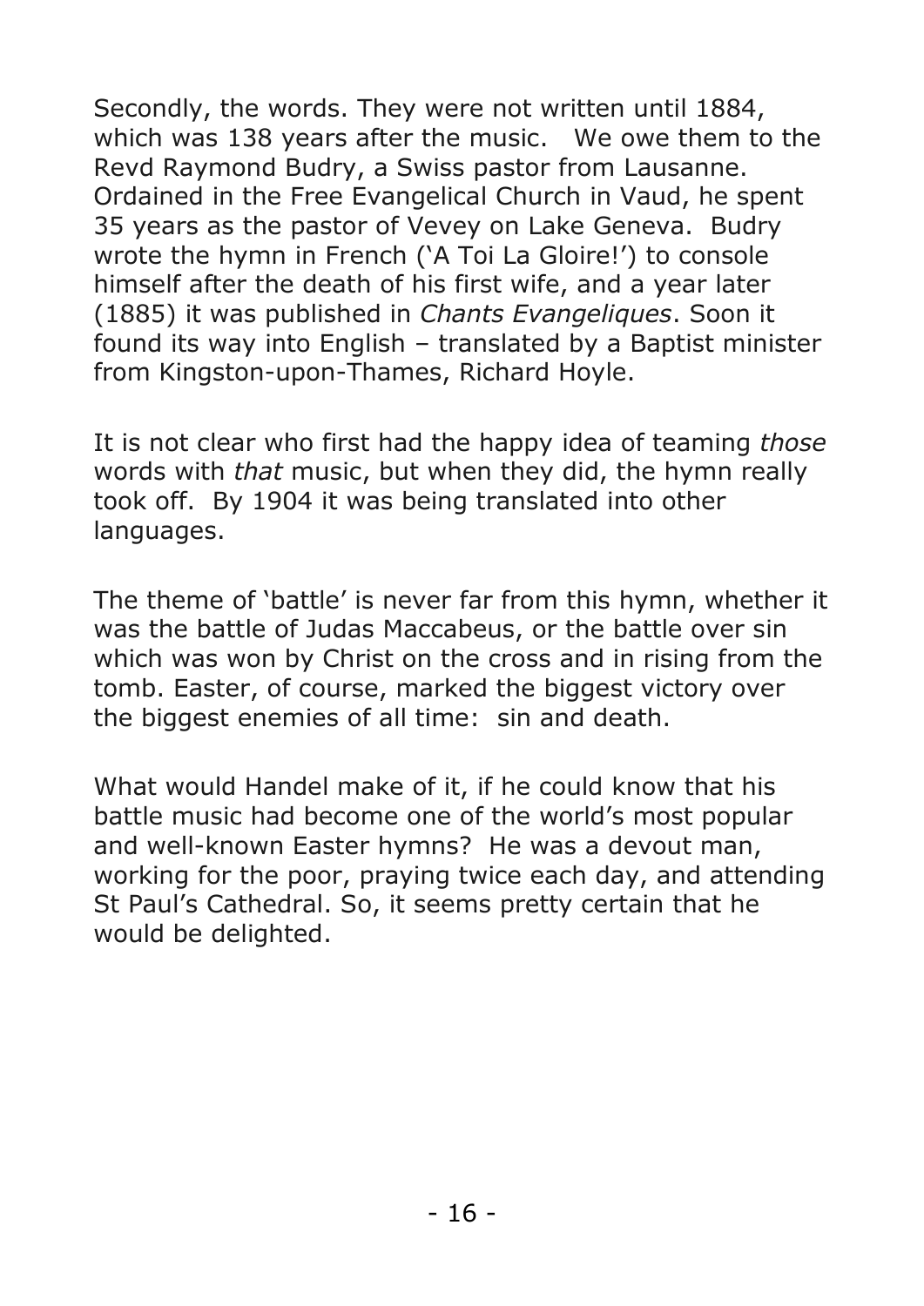Secondly, the words. They were not written until 1884, which was 138 years after the music. We owe them to the Revd Raymond Budry, a Swiss pastor from Lausanne. Ordained in the Free Evangelical Church in Vaud, he spent 35 years as the pastor of Vevey on Lake Geneva. Budry wrote the hymn in French ('A Toi La Gloire!') to console himself after the death of his first wife, and a year later (1885) it was published in *Chants Evangeliques*. Soon it found its way into English – translated by a Baptist minister from Kingston-upon-Thames, Richard Hoyle.

It is not clear who first had the happy idea of teaming *those* words with *that* music, but when they did, the hymn really took off. By 1904 it was being translated into other languages.

The theme of 'battle' is never far from this hymn, whether it was the battle of Judas Maccabeus, or the battle over sin which was won by Christ on the cross and in rising from the tomb. Easter, of course, marked the biggest victory over the biggest enemies of all time: sin and death.

What would Handel make of it, if he could know that his battle music had become one of the world's most popular and well-known Easter hymns? He was a devout man, working for the poor, praying twice each day, and attending St Paul's Cathedral. So, it seems pretty certain that he would be delighted.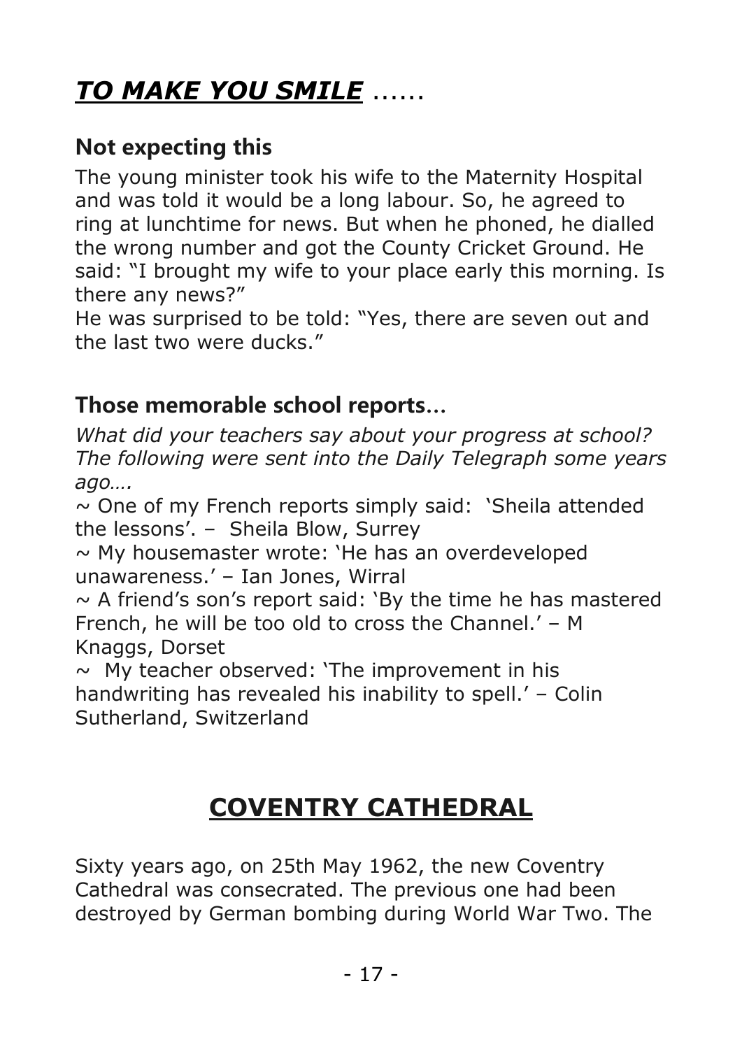# ***TO MAKE YOU SMILE*** ......

## Not expecting this

The young minister took his wife to the Maternity Hospital and was told it would be a long labour. So, he agreed to ring at lunchtime for news. But when he phoned, he dialled the wrong number and got the County Cricket Ground. He said: "I brought my wife to your place early this morning. Is there any news?"

He was surprised to be told: "Yes, there are seven out and the last two were ducks."

## Those memorable school reports…

*What did your teachers say about your progress at school? The following were sent into the Daily Telegraph some years ago….*

~ One of my French reports simply said: 'Sheila attended the lessons'. – Sheila Blow, Surrey

~ My housemaster wrote: 'He has an overdeveloped unawareness.' – Ian Jones, Wirral

~ A friend's son's report said: 'By the time he has mastered French, he will be too old to cross the Channel.' – M Knaggs, Dorset

~ My teacher observed: 'The improvement in his handwriting has revealed his inability to spell.' – Colin Sutherland, Switzerland

# COVENTRY CATHEDRAL

Sixty years ago, on 25th May 1962, the new Coventry Cathedral was consecrated. The previous one had been destroyed by German bombing during World War Two. The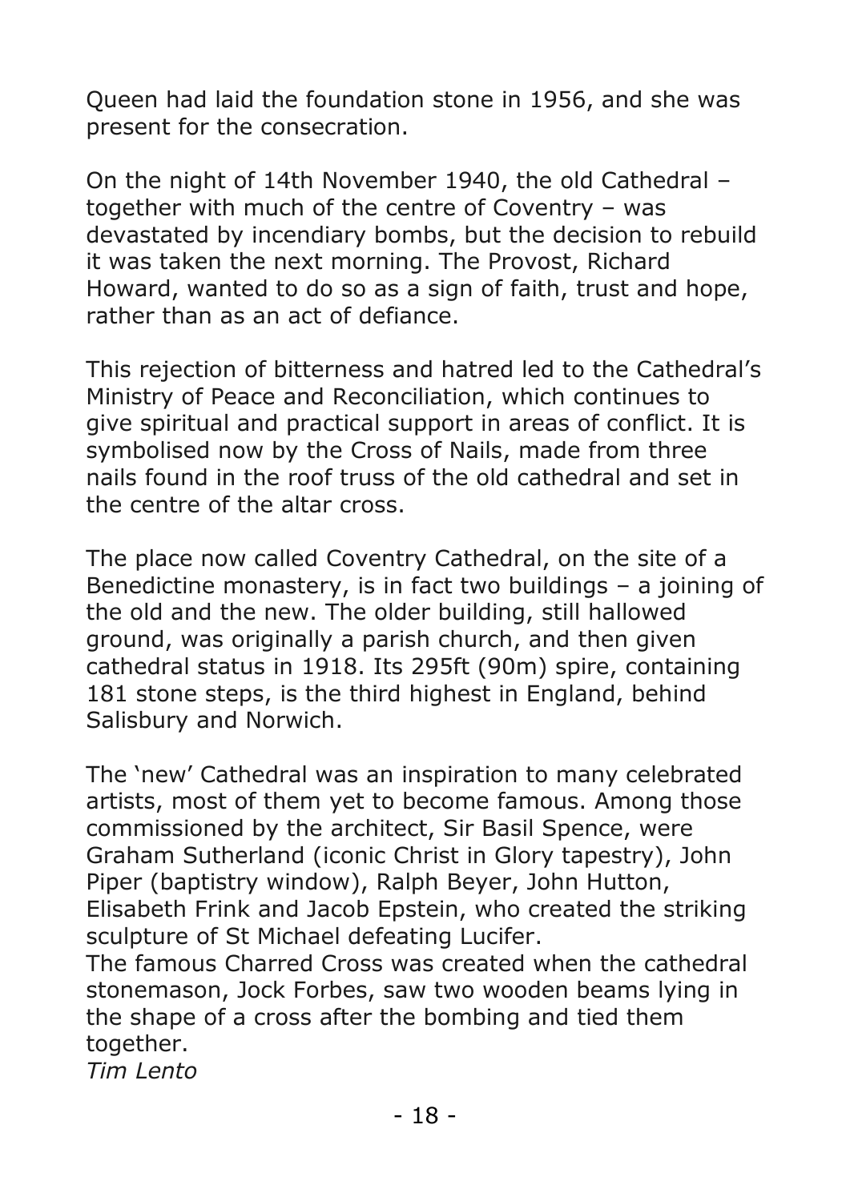Queen had laid the foundation stone in 1956, and she was present for the consecration.

On the night of 14th November 1940, the old Cathedral – together with much of the centre of Coventry – was devastated by incendiary bombs, but the decision to rebuild it was taken the next morning. The Provost, Richard Howard, wanted to do so as a sign of faith, trust and hope, rather than as an act of defiance.

This rejection of bitterness and hatred led to the Cathedral's Ministry of Peace and Reconciliation, which continues to give spiritual and practical support in areas of conflict. It is symbolised now by the Cross of Nails, made from three nails found in the roof truss of the old cathedral and set in the centre of the altar cross.

The place now called Coventry Cathedral, on the site of a Benedictine monastery, is in fact two buildings – a joining of the old and the new. The older building, still hallowed ground, was originally a parish church, and then given cathedral status in 1918. Its 295ft (90m) spire, containing 181 stone steps, is the third highest in England, behind Salisbury and Norwich.

The 'new' Cathedral was an inspiration to many celebrated artists, most of them yet to become famous. Among those commissioned by the architect, Sir Basil Spence, were Graham Sutherland (iconic Christ in Glory tapestry), John Piper (baptistry window), Ralph Beyer, John Hutton, Elisabeth Frink and Jacob Epstein, who created the striking sculpture of St Michael defeating Lucifer.
The famous Charred Cross was created when the cathedral stonemason, Jock Forbes, saw two wooden beams lying in the shape of a cross after the bombing and tied them together.
*Tim Lento*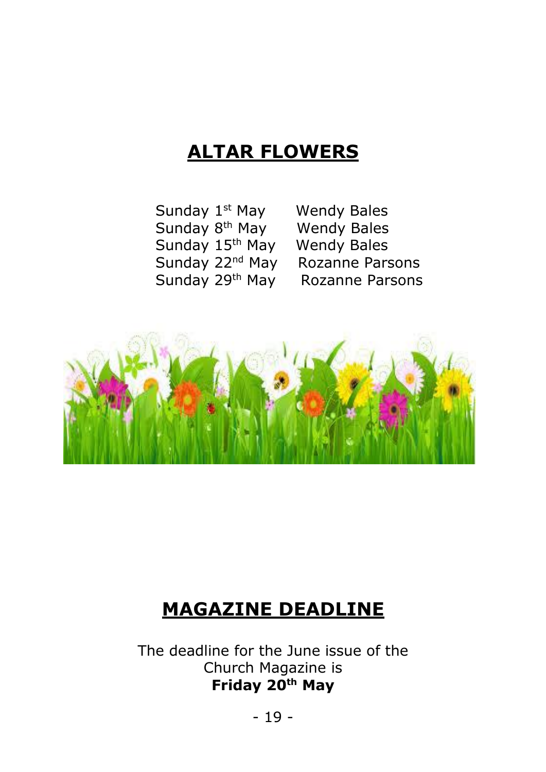## ALTAR FLOWERS

| | |
|---|---|
| Sunday 1st May | Wendy Bales |
| Sunday 8th May | Wendy Bales |
| Sunday 15th May | Wendy Bales |
| Sunday 22nd May | Rozanne Parsons |
| Sunday 29th May | Rozanne Parsons |

## MAGAZINE DEADLINE

The deadline for the June issue of the Church Magazine is
**Friday 20th May**